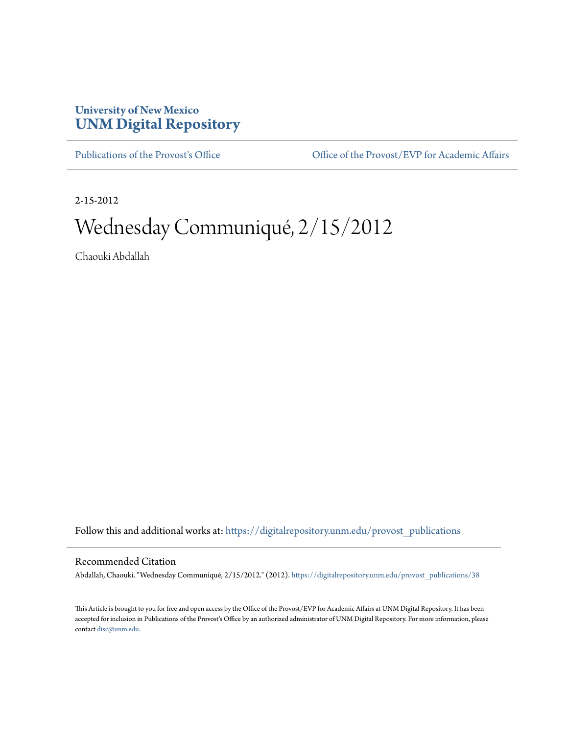University of New Mexico
**UNM Digital Repository**

Publications of the Provost's Office | Office of the Provost/EVP for Academic Affairs

2-15-2012

# Wednesday Communiqué, 2/15/2012

Chaouki Abdallah

Follow this and additional works at: https://digitalrepository.unm.edu/provost_publications

## Recommended Citation

Abdallah, Chaouki. "Wednesday Communiqué, 2/15/2012." (2012). https://digitalrepository.unm.edu/provost_publications/38

This Article is brought to you for free and open access by the Office of the Provost/EVP for Academic Affairs at UNM Digital Repository. It has been accepted for inclusion in Publications of the Provost's Office by an authorized administrator of UNM Digital Repository. For more information, please contact disc@unm.edu.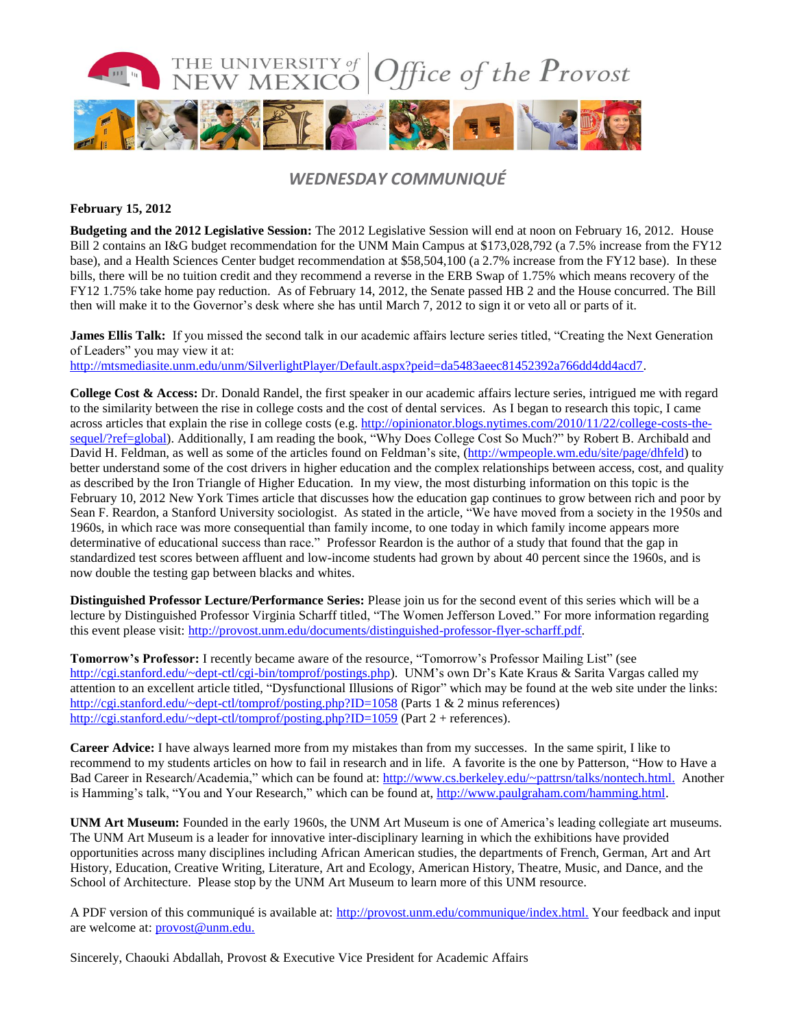THE UNIVERSITY of NEW MEXICO | Office of the Provost

## *WEDNESDAY COMMUNIQUÉ*

**February 15, 2012**

**Budgeting and the 2012 Legislative Session:** The 2012 Legislative Session will end at noon on February 16, 2012. House Bill 2 contains an I&G budget recommendation for the UNM Main Campus at $173,028,792 (a 7.5% increase from the FY12 base), and a Health Sciences Center budget recommendation at $58,504,100 (a 2.7% increase from the FY12 base). In these bills, there will be no tuition credit and they recommend a reverse in the ERB Swap of 1.75% which means recovery of the FY12 1.75% take home pay reduction. As of February 14, 2012, the Senate passed HB 2 and the House concurred. The Bill then will make it to the Governor's desk where she has until March 7, 2012 to sign it or veto all or parts of it.

**James Ellis Talk:** If you missed the second talk in our academic affairs lecture series titled, "Creating the Next Generation of Leaders" you may view it at: http://mtsmediasite.unm.edu/unm/SilverlightPlayer/Default.aspx?peid=da5483aeec81452392a766dd4dd4acd7.

**College Cost & Access:** Dr. Donald Randel, the first speaker in our academic affairs lecture series, intrigued me with regard to the similarity between the rise in college costs and the cost of dental services. As I began to research this topic, I came across articles that explain the rise in college costs (e.g. http://opinionator.blogs.nytimes.com/2010/11/22/college-costs-the-sequel/?ref=global). Additionally, I am reading the book, "Why Does College Cost So Much?" by Robert B. Archibald and David H. Feldman, as well as some of the articles found on Feldman's site, (http://wmpeople.wm.edu/site/page/dhfeld) to better understand some of the cost drivers in higher education and the complex relationships between access, cost, and quality as described by the Iron Triangle of Higher Education. In my view, the most disturbing information on this topic is the February 10, 2012 New York Times article that discusses how the education gap continues to grow between rich and poor by Sean F. Reardon, a Stanford University sociologist. As stated in the article, "We have moved from a society in the 1950s and 1960s, in which race was more consequential than family income, to one today in which family income appears more determinative of educational success than race." Professor Reardon is the author of a study that found that the gap in standardized test scores between affluent and low-income students had grown by about 40 percent since the 1960s, and is now double the testing gap between blacks and whites.

**Distinguished Professor Lecture/Performance Series:** Please join us for the second event of this series which will be a lecture by Distinguished Professor Virginia Scharff titled, "The Women Jefferson Loved." For more information regarding this event please visit: http://provost.unm.edu/documents/distinguished-professor-flyer-scharff.pdf.

**Tomorrow's Professor:** I recently became aware of the resource, "Tomorrow's Professor Mailing List" (see http://cgi.stanford.edu/~dept-ctl/cgi-bin/tomprof/postings.php). UNM's own Dr's Kate Kraus & Sarita Vargas called my attention to an excellent article titled, "Dysfunctional Illusions of Rigor" which may be found at the web site under the links:
http://cgi.stanford.edu/~dept-ctl/tomprof/posting.php?ID=1058 (Parts 1 & 2 minus references)
http://cgi.stanford.edu/~dept-ctl/tomprof/posting.php?ID=1059 (Part 2 + references).

**Career Advice:** I have always learned more from my mistakes than from my successes. In the same spirit, I like to recommend to my students articles on how to fail in research and in life. A favorite is the one by Patterson, "How to Have a Bad Career in Research/Academia," which can be found at: http://www.cs.berkeley.edu/~pattrsn/talks/nontech.html. Another is Hamming's talk, "You and Your Research," which can be found at, http://www.paulgraham.com/hamming.html.

**UNM Art Museum:** Founded in the early 1960s, the UNM Art Museum is one of America's leading collegiate art museums. The UNM Art Museum is a leader for innovative inter-disciplinary learning in which the exhibitions have provided opportunities across many disciplines including African American studies, the departments of French, German, Art and Art History, Education, Creative Writing, Literature, Art and Ecology, American History, Theatre, Music, and Dance, and the School of Architecture. Please stop by the UNM Art Museum to learn more of this UNM resource.

A PDF version of this communiqué is available at: http://provost.unm.edu/communique/index.html. Your feedback and input are welcome at: provost@unm.edu.

Sincerely, Chaouki Abdallah, Provost & Executive Vice President for Academic Affairs